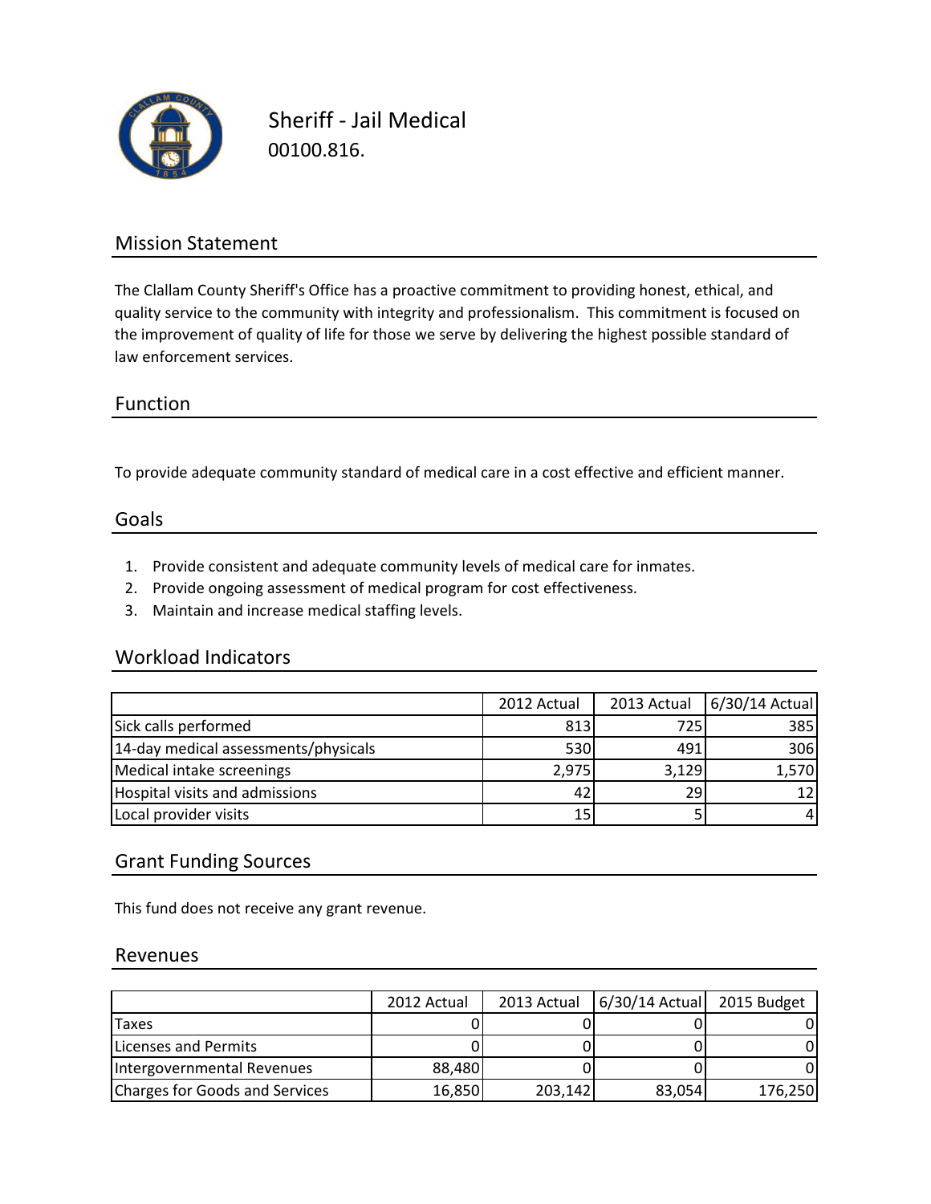# Sheriff - Jail Medical

00100.816.

## Mission Statement

The Clallam County Sheriff's Office has a proactive commitment to providing honest, ethical, and quality service to the community with integrity and professionalism. This commitment is focused on the improvement of quality of life for those we serve by delivering the highest possible standard of law enforcement services.

## Function

To provide adequate community standard of medical care in a cost effective and efficient manner.

## Goals

1. Provide consistent and adequate community levels of medical care for inmates.
2. Provide ongoing assessment of medical program for cost effectiveness.
3. Maintain and increase medical staffing levels.

## Workload Indicators

| | 2012 Actual | 2013 Actual | 6/30/14 Actual |
|---|---|---|---|
| Sick calls performed | 813 | 725 | 385 |
| 14-day medical assessments/physicals | 530 | 491 | 306 |
| Medical intake screenings | 2,975 | 3,129 | 1,570 |
| Hospital visits and admissions | 42 | 29 | 12 |
| Local provider visits | 15 | 5 | 4 |

## Grant Funding Sources

This fund does not receive any grant revenue.

## Revenues

| | 2012 Actual | 2013 Actual | 6/30/14 Actual | 2015 Budget |
|---|---|---|---|---|
| Taxes | 0 | 0 | 0 | 0 |
| Licenses and Permits | 0 | 0 | 0 | 0 |
| Intergovernmental Revenues | 88,480 | 0 | 0 | 0 |
| Charges for Goods and Services | 16,850 | 203,142 | 83,054 | 176,250 |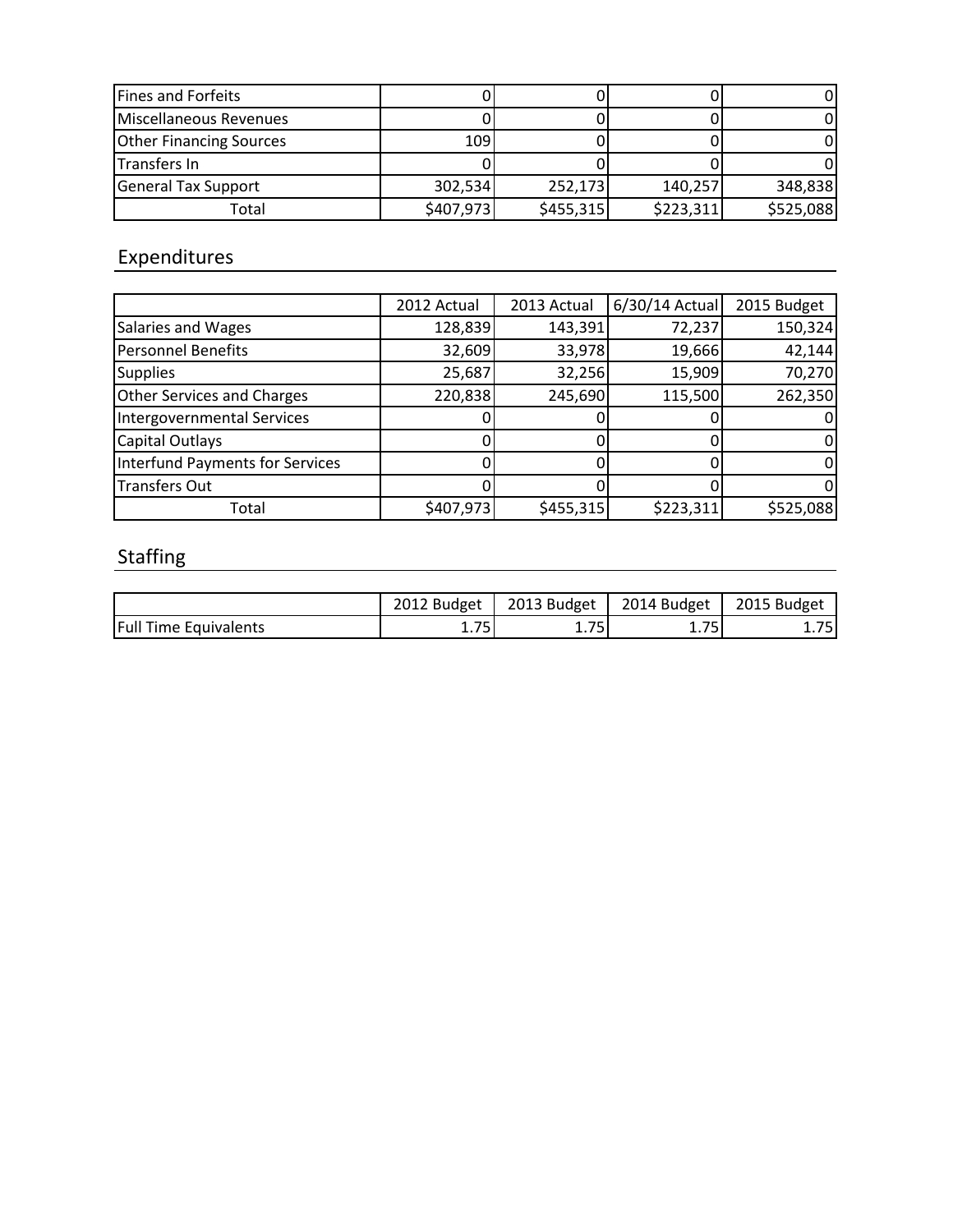| | | | | |
|---|---|---|---|---|
| Fines and Forfeits | 0 | 0 | 0 | 0 |
| Miscellaneous Revenues | 0 | 0 | 0 | 0 |
| Other Financing Sources | 109 | 0 | 0 | 0 |
| Transfers In | 0 | 0 | 0 | 0 |
| General Tax Support | 302,534 | 252,173 | 140,257 | 348,838 |
| Total | $407,973 | $455,315 | $223,311 | $525,088 |

## Expenditures

| | 2012 Actual | 2013 Actual | 6/30/14 Actual | 2015 Budget |
|---|---|---|---|---|
| Salaries and Wages | 128,839 | 143,391 | 72,237 | 150,324 |
| Personnel Benefits | 32,609 | 33,978 | 19,666 | 42,144 |
| Supplies | 25,687 | 32,256 | 15,909 | 70,270 |
| Other Services and Charges | 220,838 | 245,690 | 115,500 | 262,350 |
| Intergovernmental Services | 0 | 0 | 0 | 0 |
| Capital Outlays | 0 | 0 | 0 | 0 |
| Interfund Payments for Services | 0 | 0 | 0 | 0 |
| Transfers Out | 0 | 0 | 0 | 0 |
| Total | $407,973 | $455,315 | $223,311 | $525,088 |

## Staffing

| | 2012 Budget | 2013 Budget | 2014 Budget | 2015 Budget |
|---|---|---|---|---|
| Full Time Equivalents | 1.75 | 1.75 | 1.75 | 1.75 |